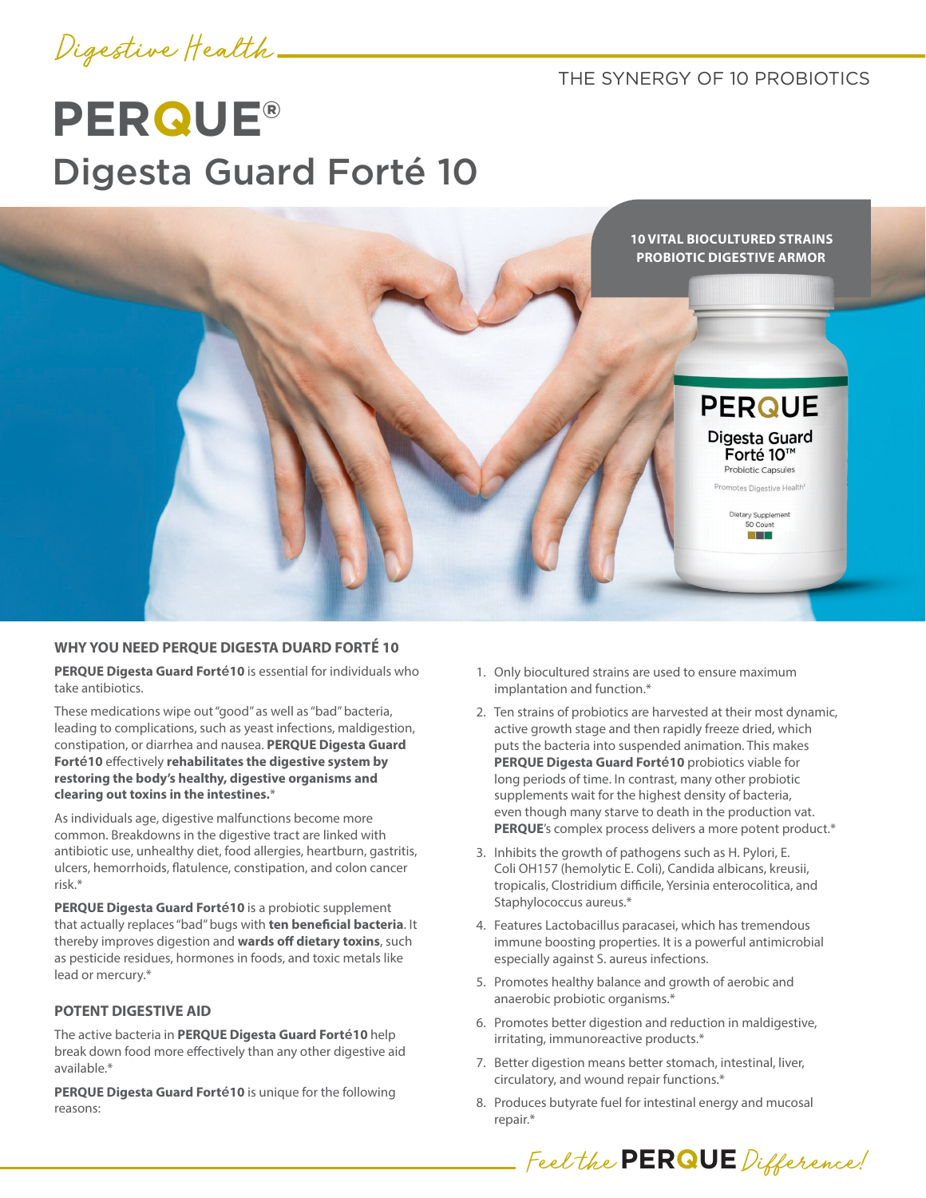Digestive Health

THE SYNERGY OF 10 PROBIOTICS

# PERQUE®
# Digesta Guard Forté 10

**10 VITAL BIOCULTURED STRAINS**
**PROBIOTIC DIGESTIVE ARMOR**

### WHY YOU NEED PERQUE DIGESTA DUARD FORTÉ 10

**PERQUE Digesta Guard Forté10** is essential for individuals who take antibiotics.

These medications wipe out "good" as well as "bad" bacteria, leading to complications, such as yeast infections, maldigestion, constipation, or diarrhea and nausea. **PERQUE Digesta Guard Forté10** effectively **rehabilitates the digestive system by restoring the body's healthy, digestive organisms and clearing out toxins in the intestines.***

As individuals age, digestive malfunctions become more common. Breakdowns in the digestive tract are linked with antibiotic use, unhealthy diet, food allergies, heartburn, gastritis, ulcers, hemorrhoids, flatulence, constipation, and colon cancer risk.*

**PERQUE Digesta Guard Forté10** is a probiotic supplement that actually replaces "bad" bugs with **ten beneficial bacteria**. It thereby improves digestion and **wards off dietary toxins**, such as pesticide residues, hormones in foods, and toxic metals like lead or mercury.*

### POTENT DIGESTIVE AID

The active bacteria in **PERQUE Digesta Guard Forté10** help break down food more effectively than any other digestive aid available.*

**PERQUE Digesta Guard Forté10** is unique for the following reasons:

1. Only biocultured strains are used to ensure maximum implantation and function.*
2. Ten strains of probiotics are harvested at their most dynamic, active growth stage and then rapidly freeze dried, which puts the bacteria into suspended animation. This makes **PERQUE Digesta Guard Forté10** probiotics viable for long periods of time. In contrast, many other probiotic supplements wait for the highest density of bacteria, even though many starve to death in the production vat. **PERQUE**'s complex process delivers a more potent product.*
3. Inhibits the growth of pathogens such as H. Pylori, E. Coli OH157 (hemolytic E. Coli), Candida albicans, kreusii, tropicalis, Clostridium difficile, Yersinia enterocolitica, and Staphylococcus aureus.*
4. Features Lactobacillus paracasei, which has tremendous immune boosting properties. It is a powerful antimicrobial especially against S. aureus infections.
5. Promotes healthy balance and growth of aerobic and anaerobic probiotic organisms.*
6. Promotes better digestion and reduction in maldigestive, irritating, immunoreactive products.*
7. Better digestion means better stomach, intestinal, liver, circulatory, and wound repair functions.*
8. Produces butyrate fuel for intestinal energy and mucosal repair.*

*Feel the* **PERQUE** *Difference!*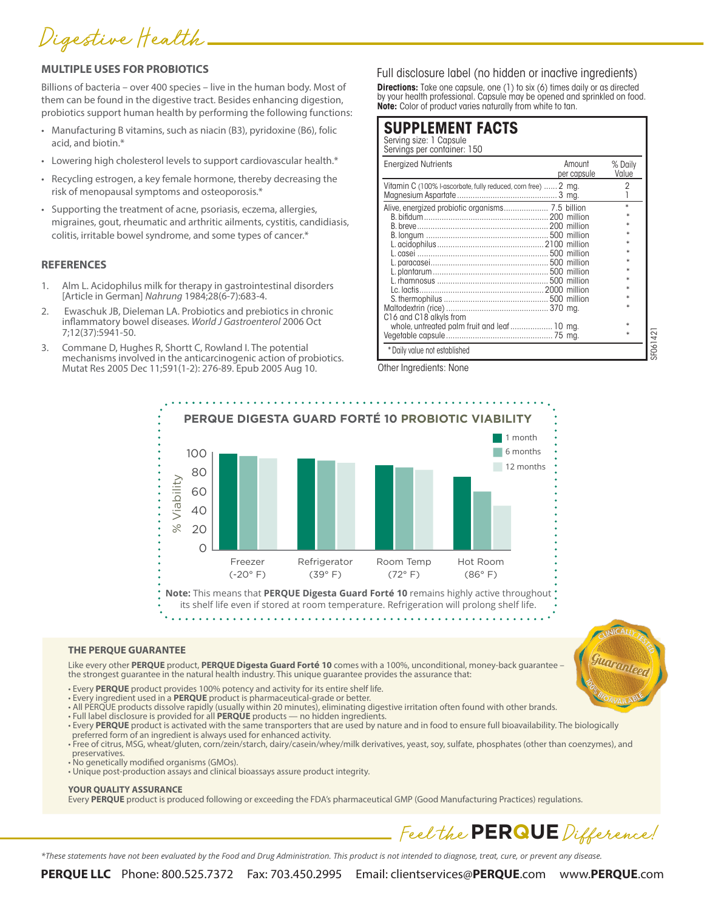# Digestive Health

## MULTIPLE USES FOR PROBIOTICS

Billions of bacteria – over 400 species – live in the human body. Most of them can be found in the digestive tract. Besides enhancing digestion, probiotics support human health by performing the following functions:

- Manufacturing B vitamins, such as niacin (B3), pyridoxine (B6), folic acid, and biotin.*
- Lowering high cholesterol levels to support cardiovascular health.*
- Recycling estrogen, a key female hormone, thereby decreasing the risk of menopausal symptoms and osteoporosis.*
- Supporting the treatment of acne, psoriasis, eczema, allergies, migraines, gout, rheumatic and arthritic ailments, cystitis, candidiasis, colitis, irritable bowel syndrome, and some types of cancer.*

## REFERENCES

1. Alm L. Acidophilus milk for therapy in gastrointestinal disorders [Article in German] *Nahrung* 1984;28(6-7):683-4.
2. Ewaschuk JB, Dieleman LA. Probiotics and prebiotics in chronic inflammatory bowel diseases. *World J Gastroenterol* 2006 Oct 7;12(37):5941-50.
3. Commane D, Hughes R, Shortt C, Rowland I. The potential mechanisms involved in the anticarcinogenic action of probiotics. Mutat Res 2005 Dec 11;591(1-2): 276-89. Epub 2005 Aug 10.

Full disclosure label (no hidden or inactive ingredients)

**Directions:** Take one capsule, one (1) to six (6) times daily or as directed by your health professional. Capsule may be opened and sprinkled on food. **Note:** Color of product varies naturally from white to tan.

## SUPPLEMENT FACTS

Serving size: 1 Capsule
Servings per container: 150

| Energized Nutrients | Amount per capsule | % Daily Value |
|---|---|---|
| Vitamin C (100% l-ascorbate, fully reduced, corn free) | 2 mg. | 2 |
| Magnesium Aspartate | 3 mg. | 1 |
| Alive, energized probiotic organisms | 7.5 billion | * |
| B. bifidum | 200 million | * |
| B. breve | 200 million | * |
| B. longum | 500 million | * |
| L. acidophilus | 2100 million | * |
| L. casei | 500 million | * |
| L. paracasei | 500 million | * |
| L. plantarum | 500 million | * |
| L. rhamnosus | 500 million | * |
| Lc. lactis | 2000 million | * |
| S. thermophilus | 500 million | * |
| Maltodextrin (rice) | 370 mg. | * |
| C16 and C18 alkyls from whole, untreated palm fruit and leaf | 10 mg. | * |
| Vegetable capsule | 75 mg. | * |

*Daily value not established

SF061421

Other Ingredients: None

**PERQUE DIGESTA GUARD FORTÉ 10 PROBIOTIC VIABILITY**

% Viability
100
80
60
40
20
0

1 month
6 months
12 months

Freezer (-20° F)
Refrigerator (39° F)
Room Temp (72° F)
Hot Room (86° F)

**Note:** This means that **PERQUE Digesta Guard Forté 10** remains highly active throughout its shelf life even if stored at room temperature. Refrigeration will prolong shelf life.

### THE PERQUE GUARANTEE

Like every other **PERQUE** product, **PERQUE Digesta Guard Forté 10** comes with a 100%, unconditional, money-back guarantee – the strongest guarantee in the natural health industry. This unique guarantee provides the assurance that:

- Every **PERQUE** product provides 100% potency and activity for its entire shelf life.
- Every ingredient used in a **PERQUE** product is pharmaceutical-grade or better.
- All PERQUE products dissolve rapidly (usually within 20 minutes), eliminating digestive irritation often found with other brands.
- Full label disclosure is provided for all **PERQUE** products — no hidden ingredients.
- Every **PERQUE** product is activated with the same transporters that are used by nature and in food to ensure full bioavailability. The biologically preferred form of an ingredient is always used for enhanced activity.
- Free of citrus, MSG, wheat/gluten, corn/zein/starch, dairy/casein/whey/milk derivatives, yeast, soy, sulfate, phosphates (other than coenzymes), and preservatives.
- No genetically modified organisms (GMOs).
- Unique post-production assays and clinical bioassays assure product integrity.

Clinically Tested · Guaranteed · 100% Bioavailable

### YOUR QUALITY ASSURANCE

Every **PERQUE** product is produced following or exceeding the FDA's pharmaceutical GMP (Good Manufacturing Practices) regulations.

*Feel the* **PERQUE** *Difference!*

*These statements have not been evaluated by the Food and Drug Administration. This product is not intended to diagnose, treat, cure, or prevent any disease.*

**PERQUE LLC** Phone: 800.525.7372 Fax: 703.450.2995 Email: clientservices@**PERQUE**.com www.**PERQUE**.com